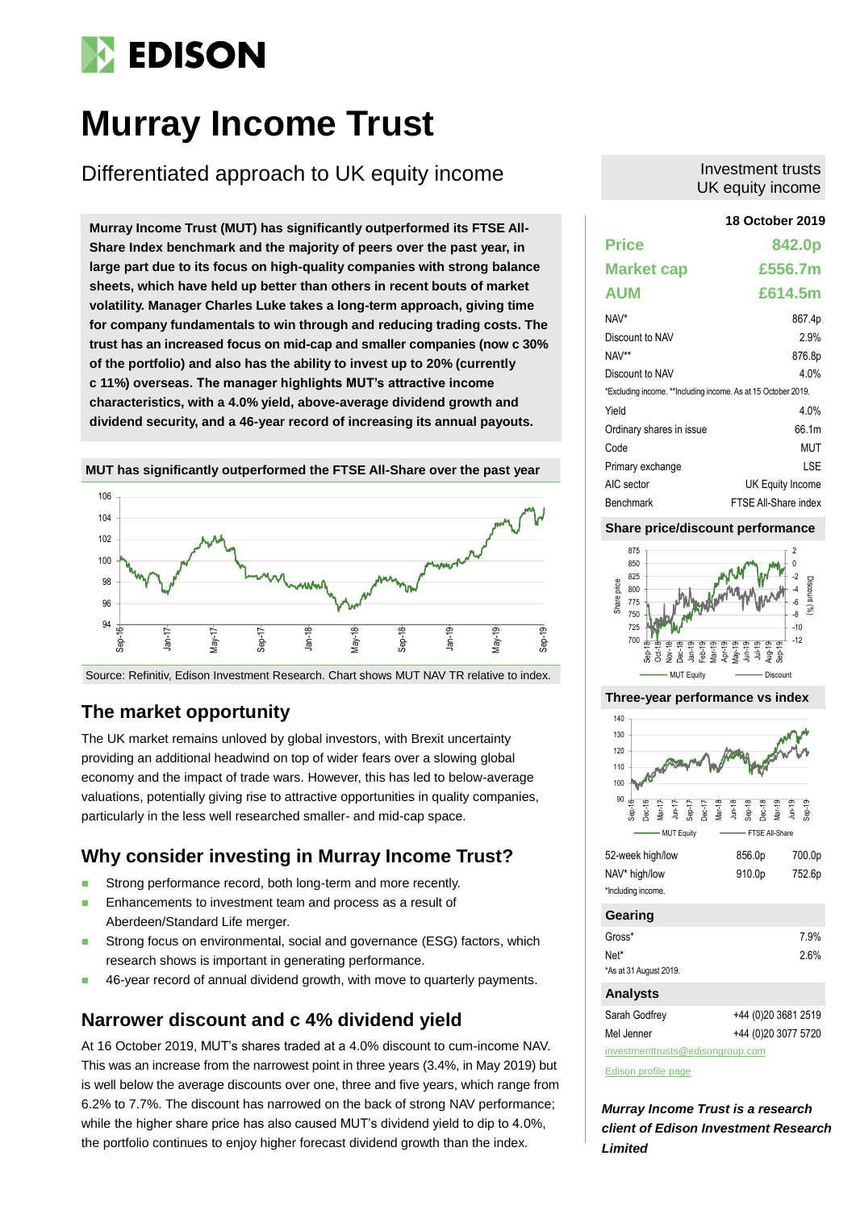# Murray Income Trust

## Differentiated approach to UK equity income

Investment trusts
UK equity income

**18 October 2019**

**Murray Income Trust (MUT) has significantly outperformed its FTSE All-Share Index benchmark and the majority of peers over the past year, in large part due to its focus on high-quality companies with strong balance sheets, which have held up better than others in recent bouts of market volatility. Manager Charles Luke takes a long-term approach, giving time for company fundamentals to win through and reducing trading costs. The trust has an increased focus on mid-cap and smaller companies (now c 30% of the portfolio) and also has the ability to invest up to 20% (currently c 11%) overseas. The manager highlights MUT's attractive income characteristics, with a 4.0% yield, above-average dividend growth and dividend security, and a 46-year record of increasing its annual payouts.**

**MUT has significantly outperformed the FTSE All-Share over the past year**

Source: Refinitiv, Edison Investment Research. Chart shows MUT NAV TR relative to index.

## The market opportunity

The UK market remains unloved by global investors, with Brexit uncertainty providing an additional headwind on top of wider fears over a slowing global economy and the impact of trade wars. However, this has led to below-average valuations, potentially giving rise to attractive opportunities in quality companies, particularly in the less well researched smaller- and mid-cap space.

## Why consider investing in Murray Income Trust?

- Strong performance record, both long-term and more recently.
- Enhancements to investment team and process as a result of Aberdeen/Standard Life merger.
- Strong focus on environmental, social and governance (ESG) factors, which research shows is important in generating performance.
- 46-year record of annual dividend growth, with move to quarterly payments.

## Narrower discount and c 4% dividend yield

At 16 October 2019, MUT's shares traded at a 4.0% discount to cum-income NAV. This was an increase from the narrowest point in three years (3.4%, in May 2019) but is well below the average discounts over one, three and five years, which range from 6.2% to 7.7%. The discount has narrowed on the back of strong NAV performance; while the higher share price has also caused MUT's dividend yield to dip to 4.0%, the portfolio continues to enjoy higher forecast dividend growth than the index.

| | |
|---|---|
| **Price** | **842.0p** |
| **Market cap** | **£556.7m** |
| **AUM** | **£614.5m** |

| | |
|---|---|
| NAV* | 867.4p |
| Discount to NAV | 2.9% |
| NAV** | 876.8p |
| Discount to NAV | 4.0% |

*Excluding income. **Including income. As at 15 October 2019.

| | |
|---|---|
| Yield | 4.0% |
| Ordinary shares in issue | 66.1m |
| Code | MUT |
| Primary exchange | LSE |
| AIC sector | UK Equity Income |
| Benchmark | FTSE All-Share index |

**Share price/discount performance**

**Three-year performance vs index**

| | | |
|---|---|---|
| 52-week high/low | 856.0p | 700.0p |
| NAV* high/low | 910.0p | 752.6p |

*Including income.

**Gearing**

| | |
|---|---|
| Gross* | 7.9% |
| Net* | 2.6% |

*As at 31 August 2019.

**Analysts**

| | |
|---|---|
| Sarah Godfrey | +44 (0)20 3681 2519 |
| Mel Jenner | +44 (0)20 3077 5720 |

investmenttrusts@edisongroup.com

Edison profile page

***Murray Income Trust is a research client of Edison Investment Research Limited***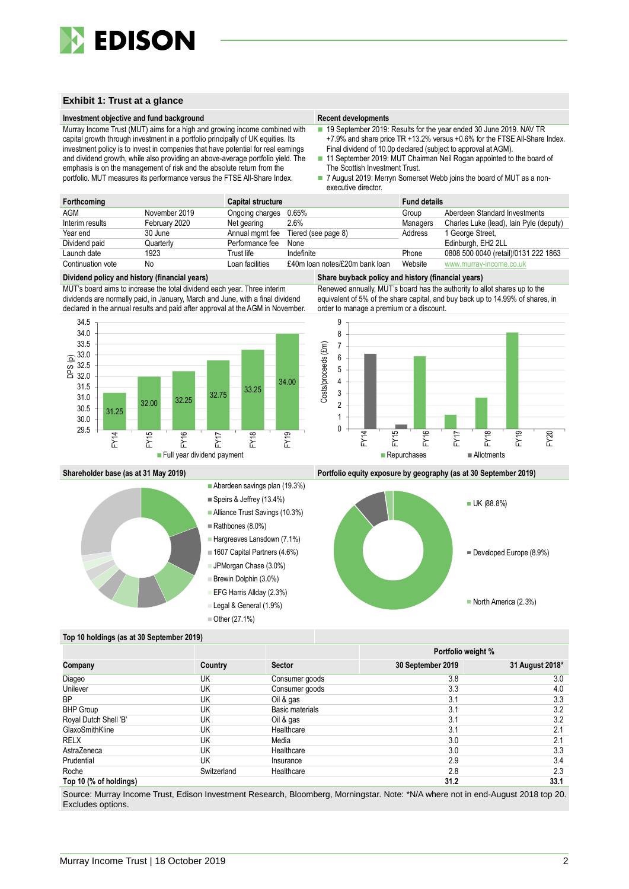## Exhibit 1: Trust at a glance

### Investment objective and fund background

Murray Income Trust (MUT) aims for a high and growing income combined with capital growth through investment in a portfolio principally of UK equities. Its investment policy is to invest in companies that have potential for real earnings and dividend growth, while also providing an above-average portfolio yield. The emphasis is on the management of risk and the absolute return from the portfolio. MUT measures its performance versus the FTSE All-Share Index.

### Recent developments

- 19 September 2019: Results for the year ended 30 June 2019. NAV TR +7.9% and share price TR +13.2% versus +0.6% for the FTSE All-Share Index. Final dividend of 10.0p declared (subject to approval at AGM).
- 11 September 2019: MUT Chairman Neil Rogan appointed to the board of The Scottish Investment Trust.
- 7 August 2019: Merryn Somerset Webb joins the board of MUT as a non-executive director.

| Forthcoming | | Capital structure | | Fund details | |
|---|---|---|---|---|---|
| AGM | November 2019 | Ongoing charges | 0.65% | Group | Aberdeen Standard Investments |
| Interim results | February 2020 | Net gearing | 2.6% | Managers | Charles Luke (lead), Iain Pyle (deputy) |
| Year end | 30 June | Annual mgmt fee | Tiered (see page 8) | Address | 1 George Street, |
| Dividend paid | Quarterly | Performance fee | None | | Edinburgh, EH2 2LL |
| Launch date | 1923 | Trust life | Indefinite | Phone | 0808 500 0040 (retail)/0131 222 1863 |
| Continuation vote | No | Loan facilities | £40m loan notes/£20m bank loan | Website | www.murray-income.co.uk |

### Dividend policy and history (financial years)

MUT's board aims to increase the total dividend each year. Three interim dividends are normally paid, in January, March and June, with a final dividend declared in the annual results and paid after approval at the AGM in November.

| | FY14 | FY15 | FY16 | FY17 | FY18 | FY19 |
|---|---|---|---|---|---|---|
| Full year dividend payment DPS (p) | 31.25 | 32.00 | 32.25 | 32.75 | 33.25 | 34.00 |

### Share buyback policy and history (financial years)

Renewed annually, MUT's board has the authority to allot shares up to the equivalent of 5% of the share capital, and buy back up to 14.99% of shares, in order to manage a premium or a discount.

Chart: Costs/proceeds (£m), FY14–FY20 – Repurchases; Allotments

### Shareholder base (as at 31 May 2019)

- Aberdeen savings plan (19.3%)
- Speirs & Jeffrey (13.4%)
- Alliance Trust Savings (10.3%)
- Rathbones (8.0%)
- Hargreaves Lansdown (7.1%)
- 1607 Capital Partners (4.6%)
- JPMorgan Chase (3.0%)
- Brewin Dolphin (3.0%)
- EFG Harris Allday (2.3%)
- Legal & General (1.9%)
- Other (27.1%)

### Portfolio equity exposure by geography (as at 30 September 2019)

- UK (88.8%)
- Developed Europe (8.9%)
- North America (2.3%)

### Top 10 holdings (as at 30 September 2019)

| | | | Portfolio weight % | |
|---|---|---|---|---|
| **Company** | **Country** | **Sector** | **30 September 2019** | **31 August 2018*** |
| Diageo | UK | Consumer goods | 3.8 | 3.0 |
| Unilever | UK | Consumer goods | 3.3 | 4.0 |
| BP | UK | Oil & gas | 3.1 | 3.3 |
| BHP Group | UK | Basic materials | 3.1 | 3.2 |
| Royal Dutch Shell 'B' | UK | Oil & gas | 3.1 | 3.2 |
| GlaxoSmithKline | UK | Healthcare | 3.1 | 2.1 |
| RELX | UK | Media | 3.0 | 2.1 |
| AstraZeneca | UK | Healthcare | 3.0 | 3.3 |
| Prudential | UK | Insurance | 2.9 | 3.4 |
| Roche | Switzerland | Healthcare | 2.8 | 2.3 |
| **Top 10 (% of holdings)** | | | **31.2** | **33.1** |

Source: Murray Income Trust, Edison Investment Research, Bloomberg, Morningstar. Note: *N/A where not in end-August 2018 top 20. Excludes options.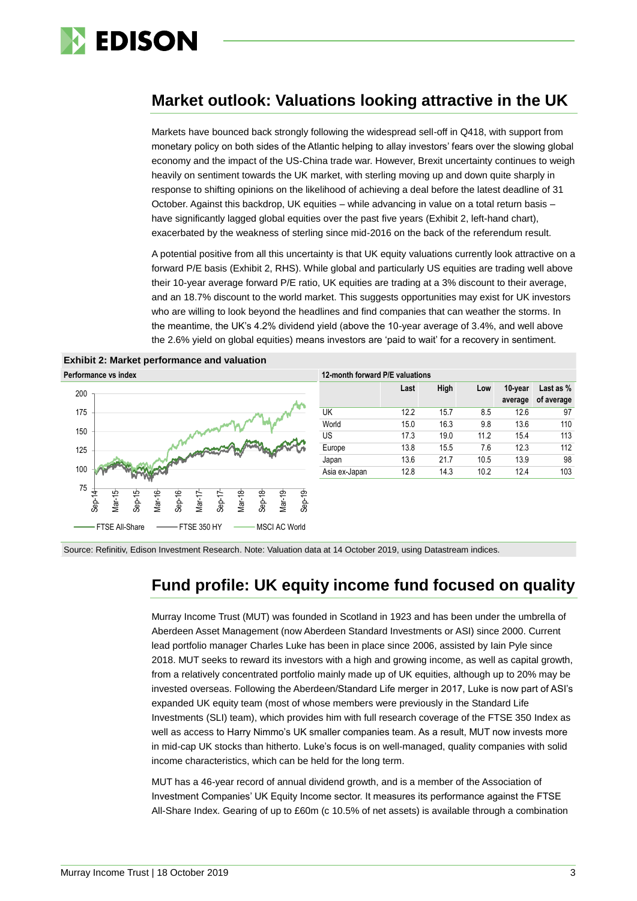## Market outlook: Valuations looking attractive in the UK

Markets have bounced back strongly following the widespread sell-off in Q418, with support from monetary policy on both sides of the Atlantic helping to allay investors' fears over the slowing global economy and the impact of the US-China trade war. However, Brexit uncertainty continues to weigh heavily on sentiment towards the UK market, with sterling moving up and down quite sharply in response to shifting opinions on the likelihood of achieving a deal before the latest deadline of 31 October. Against this backdrop, UK equities – while advancing in value on a total return basis – have significantly lagged global equities over the past five years (Exhibit 2, left-hand chart), exacerbated by the weakness of sterling since mid-2016 on the back of the referendum result.

A potential positive from all this uncertainty is that UK equity valuations currently look attractive on a forward P/E basis (Exhibit 2, RHS). While global and particularly US equities are trading well above their 10-year average forward P/E ratio, UK equities are trading at a 3% discount to their average, and an 18.7% discount to the world market. This suggests opportunities may exist for UK investors who are willing to look beyond the headlines and find companies that can weather the storms. In the meantime, the UK's 4.2% dividend yield (above the 10-year average of 3.4%, and well above the 2.6% yield on global equities) means investors are 'paid to wait' for a recovery in sentiment.

**Exhibit 2: Market performance and valuation**

**Performance vs index**

(Chart: FTSE All-Share, FTSE 350 HY, MSCI AC World; Sep-14 to Sep-19)

**12-month forward P/E valuations**

| | Last | High | Low | 10-year average | Last as % of average |
|---|---|---|---|---|---|
| UK | 12.2 | 15.7 | 8.5 | 12.6 | 97 |
| World | 15.0 | 16.3 | 9.8 | 13.6 | 110 |
| US | 17.3 | 19.0 | 11.2 | 15.4 | 113 |
| Europe | 13.8 | 15.5 | 7.6 | 12.3 | 112 |
| Japan | 13.6 | 21.7 | 10.5 | 13.9 | 98 |
| Asia ex-Japan | 12.8 | 14.3 | 10.2 | 12.4 | 103 |

Source: Refinitiv, Edison Investment Research. Note: Valuation data at 14 October 2019, using Datastream indices.

## Fund profile: UK equity income fund focused on quality

Murray Income Trust (MUT) was founded in Scotland in 1923 and has been under the umbrella of Aberdeen Asset Management (now Aberdeen Standard Investments or ASI) since 2000. Current lead portfolio manager Charles Luke has been in place since 2006, assisted by Iain Pyle since 2018. MUT seeks to reward its investors with a high and growing income, as well as capital growth, from a relatively concentrated portfolio mainly made up of UK equities, although up to 20% may be invested overseas. Following the Aberdeen/Standard Life merger in 2017, Luke is now part of ASI's expanded UK equity team (most of whose members were previously in the Standard Life Investments (SLI) team), which provides him with full research coverage of the FTSE 350 Index as well as access to Harry Nimmo's UK smaller companies team. As a result, MUT now invests more in mid-cap UK stocks than hitherto. Luke's focus is on well-managed, quality companies with solid income characteristics, which can be held for the long term.

MUT has a 46-year record of annual dividend growth, and is a member of the Association of Investment Companies' UK Equity Income sector. It measures its performance against the FTSE All-Share Index. Gearing of up to £60m (c 10.5% of net assets) is available through a combination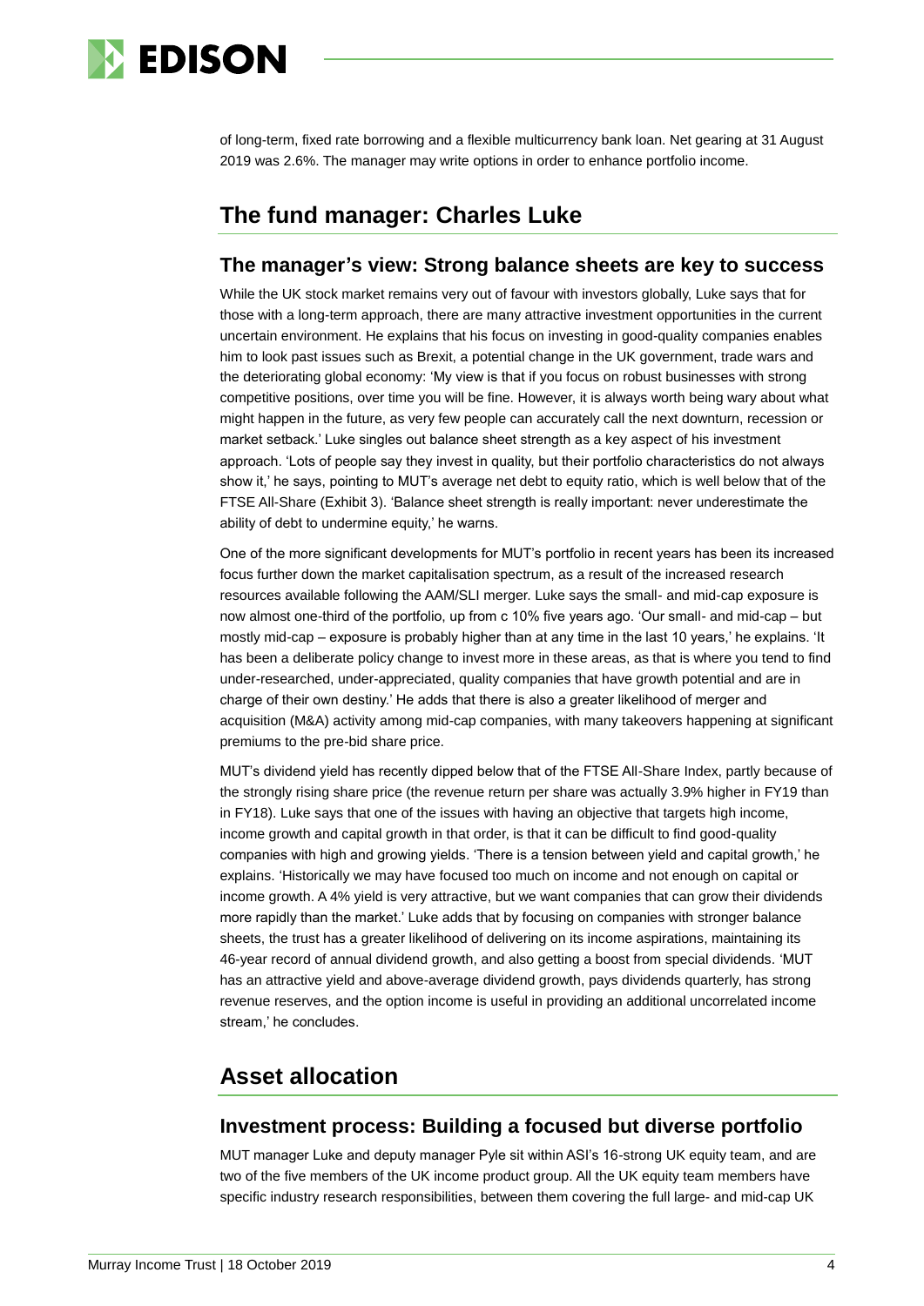of long-term, fixed rate borrowing and a flexible multicurrency bank loan. Net gearing at 31 August 2019 was 2.6%. The manager may write options in order to enhance portfolio income.

## The fund manager: Charles Luke

### The manager's view: Strong balance sheets are key to success

While the UK stock market remains very out of favour with investors globally, Luke says that for those with a long-term approach, there are many attractive investment opportunities in the current uncertain environment. He explains that his focus on investing in good-quality companies enables him to look past issues such as Brexit, a potential change in the UK government, trade wars and the deteriorating global economy: 'My view is that if you focus on robust businesses with strong competitive positions, over time you will be fine. However, it is always worth being wary about what might happen in the future, as very few people can accurately call the next downturn, recession or market setback.' Luke singles out balance sheet strength as a key aspect of his investment approach. 'Lots of people say they invest in quality, but their portfolio characteristics do not always show it,' he says, pointing to MUT's average net debt to equity ratio, which is well below that of the FTSE All-Share (Exhibit 3). 'Balance sheet strength is really important: never underestimate the ability of debt to undermine equity,' he warns.

One of the more significant developments for MUT's portfolio in recent years has been its increased focus further down the market capitalisation spectrum, as a result of the increased research resources available following the AAM/SLI merger. Luke says the small- and mid-cap exposure is now almost one-third of the portfolio, up from c 10% five years ago. 'Our small- and mid-cap – but mostly mid-cap – exposure is probably higher than at any time in the last 10 years,' he explains. 'It has been a deliberate policy change to invest more in these areas, as that is where you tend to find under-researched, under-appreciated, quality companies that have growth potential and are in charge of their own destiny.' He adds that there is also a greater likelihood of merger and acquisition (M&A) activity among mid-cap companies, with many takeovers happening at significant premiums to the pre-bid share price.

MUT's dividend yield has recently dipped below that of the FTSE All-Share Index, partly because of the strongly rising share price (the revenue return per share was actually 3.9% higher in FY19 than in FY18). Luke says that one of the issues with having an objective that targets high income, income growth and capital growth in that order, is that it can be difficult to find good-quality companies with high and growing yields. 'There is a tension between yield and capital growth,' he explains. 'Historically we may have focused too much on income and not enough on capital or income growth. A 4% yield is very attractive, but we want companies that can grow their dividends more rapidly than the market.' Luke adds that by focusing on companies with stronger balance sheets, the trust has a greater likelihood of delivering on its income aspirations, maintaining its 46-year record of annual dividend growth, and also getting a boost from special dividends. 'MUT has an attractive yield and above-average dividend growth, pays dividends quarterly, has strong revenue reserves, and the option income is useful in providing an additional uncorrelated income stream,' he concludes.

## Asset allocation

### Investment process: Building a focused but diverse portfolio

MUT manager Luke and deputy manager Pyle sit within ASI's 16-strong UK equity team, and are two of the five members of the UK income product group. All the UK equity team members have specific industry research responsibilities, between them covering the full large- and mid-cap UK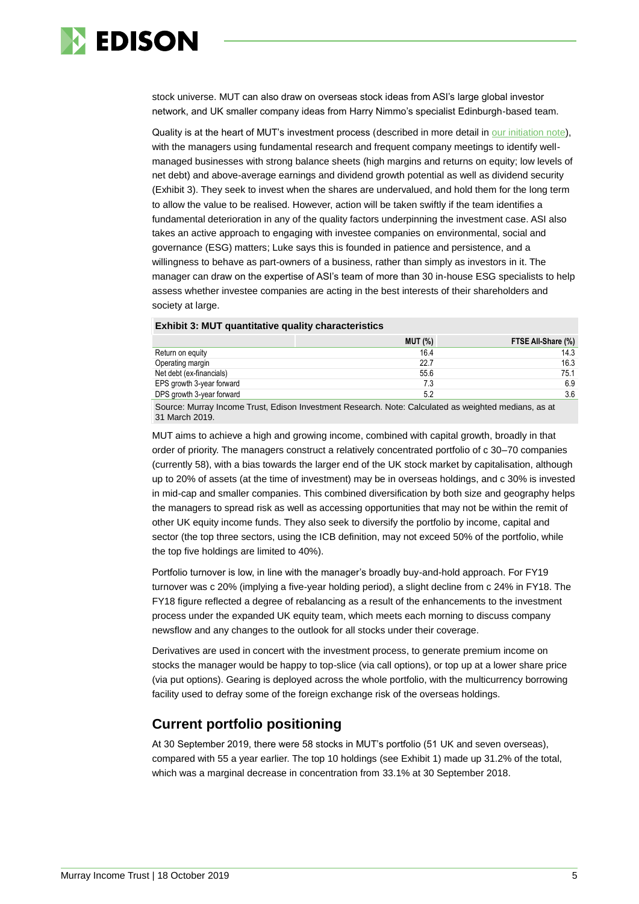stock universe. MUT can also draw on overseas stock ideas from ASI's large global investor network, and UK smaller company ideas from Harry Nimmo's specialist Edinburgh-based team.

Quality is at the heart of MUT's investment process (described in more detail in our initiation note), with the managers using fundamental research and frequent company meetings to identify well-managed businesses with strong balance sheets (high margins and returns on equity; low levels of net debt) and above-average earnings and dividend growth potential as well as dividend security (Exhibit 3). They seek to invest when the shares are undervalued, and hold them for the long term to allow the value to be realised. However, action will be taken swiftly if the team identifies a fundamental deterioration in any of the quality factors underpinning the investment case. ASI also takes an active approach to engaging with investee companies on environmental, social and governance (ESG) matters; Luke says this is founded in patience and persistence, and a willingness to behave as part-owners of a business, rather than simply as investors in it. The manager can draw on the expertise of ASI's team of more than 30 in-house ESG specialists to help assess whether investee companies are acting in the best interests of their shareholders and society at large.

**Exhibit 3: MUT quantitative quality characteristics**

| | MUT (%) | FTSE All-Share (%) |
|---|---|---|
| Return on equity | 16.4 | 14.3 |
| Operating margin | 22.7 | 16.3 |
| Net debt (ex-financials) | 55.6 | 75.1 |
| EPS growth 3-year forward | 7.3 | 6.9 |
| DPS growth 3-year forward | 5.2 | 3.6 |

Source: Murray Income Trust, Edison Investment Research. Note: Calculated as weighted medians, as at 31 March 2019.

MUT aims to achieve a high and growing income, combined with capital growth, broadly in that order of priority. The managers construct a relatively concentrated portfolio of c 30–70 companies (currently 58), with a bias towards the larger end of the UK stock market by capitalisation, although up to 20% of assets (at the time of investment) may be in overseas holdings, and c 30% is invested in mid-cap and smaller companies. This combined diversification by both size and geography helps the managers to spread risk as well as accessing opportunities that may not be within the remit of other UK equity income funds. They also seek to diversify the portfolio by income, capital and sector (the top three sectors, using the ICB definition, may not exceed 50% of the portfolio, while the top five holdings are limited to 40%).

Portfolio turnover is low, in line with the manager's broadly buy-and-hold approach. For FY19 turnover was c 20% (implying a five-year holding period), a slight decline from c 24% in FY18. The FY18 figure reflected a degree of rebalancing as a result of the enhancements to the investment process under the expanded UK equity team, which meets each morning to discuss company newsflow and any changes to the outlook for all stocks under their coverage.

Derivatives are used in concert with the investment process, to generate premium income on stocks the manager would be happy to top-slice (via call options), or top up at a lower share price (via put options). Gearing is deployed across the whole portfolio, with the multicurrency borrowing facility used to defray some of the foreign exchange risk of the overseas holdings.

## Current portfolio positioning

At 30 September 2019, there were 58 stocks in MUT's portfolio (51 UK and seven overseas), compared with 55 a year earlier. The top 10 holdings (see Exhibit 1) made up 31.2% of the total, which was a marginal decrease in concentration from 33.1% at 30 September 2018.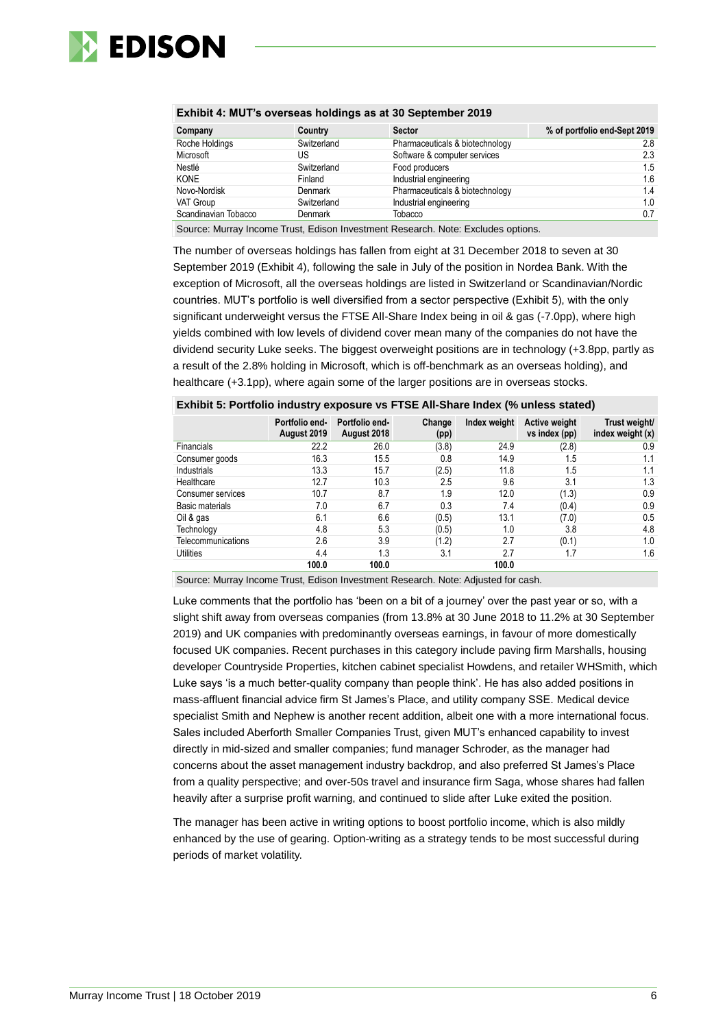**Exhibit 4: MUT's overseas holdings as at 30 September 2019**

| Company | Country | Sector | % of portfolio end-Sept 2019 |
|---|---|---|---|
| Roche Holdings | Switzerland | Pharmaceuticals & biotechnology | 2.8 |
| Microsoft | US | Software & computer services | 2.3 |
| Nestlé | Switzerland | Food producers | 1.5 |
| KONE | Finland | Industrial engineering | 1.6 |
| Novo-Nordisk | Denmark | Pharmaceuticals & biotechnology | 1.4 |
| VAT Group | Switzerland | Industrial engineering | 1.0 |
| Scandinavian Tobacco | Denmark | Tobacco | 0.7 |

Source: Murray Income Trust, Edison Investment Research. Note: Excludes options.

The number of overseas holdings has fallen from eight at 31 December 2018 to seven at 30 September 2019 (Exhibit 4), following the sale in July of the position in Nordea Bank. With the exception of Microsoft, all the overseas holdings are listed in Switzerland or Scandinavian/Nordic countries. MUT's portfolio is well diversified from a sector perspective (Exhibit 5), with the only significant underweight versus the FTSE All-Share Index being in oil & gas (-7.0pp), where high yields combined with low levels of dividend cover mean many of the companies do not have the dividend security Luke seeks. The biggest overweight positions are in technology (+3.8pp, partly as a result of the 2.8% holding in Microsoft, which is off-benchmark as an overseas holding), and healthcare (+3.1pp), where again some of the larger positions are in overseas stocks.

**Exhibit 5: Portfolio industry exposure vs FTSE All-Share Index (% unless stated)**

| | Portfolio end-August 2019 | Portfolio end-August 2018 | Change (pp) | Index weight | Active weight vs index (pp) | Trust weight/ index weight (x) |
|---|---|---|---|---|---|---|
| Financials | 22.2 | 26.0 | (3.8) | 24.9 | (2.8) | 0.9 |
| Consumer goods | 16.3 | 15.5 | 0.8 | 14.9 | 1.5 | 1.1 |
| Industrials | 13.3 | 15.7 | (2.5) | 11.8 | 1.5 | 1.1 |
| Healthcare | 12.7 | 10.3 | 2.5 | 9.6 | 3.1 | 1.3 |
| Consumer services | 10.7 | 8.7 | 1.9 | 12.0 | (1.3) | 0.9 |
| Basic materials | 7.0 | 6.7 | 0.3 | 7.4 | (0.4) | 0.9 |
| Oil & gas | 6.1 | 6.6 | (0.5) | 13.1 | (7.0) | 0.5 |
| Technology | 4.8 | 5.3 | (0.5) | 1.0 | 3.8 | 4.8 |
| Telecommunications | 2.6 | 3.9 | (1.2) | 2.7 | (0.1) | 1.0 |
| Utilities | 4.4 | 1.3 | 3.1 | 2.7 | 1.7 | 1.6 |
| | **100.0** | **100.0** | | **100.0** | | |

Source: Murray Income Trust, Edison Investment Research. Note: Adjusted for cash.

Luke comments that the portfolio has 'been on a bit of a journey' over the past year or so, with a slight shift away from overseas companies (from 13.8% at 30 June 2018 to 11.2% at 30 September 2019) and UK companies with predominantly overseas earnings, in favour of more domestically focused UK companies. Recent purchases in this category include paving firm Marshalls, housing developer Countryside Properties, kitchen cabinet specialist Howdens, and retailer WHSmith, which Luke says 'is a much better-quality company than people think'. He has also added positions in mass-affluent financial advice firm St James's Place, and utility company SSE. Medical device specialist Smith and Nephew is another recent addition, albeit one with a more international focus. Sales included Aberforth Smaller Companies Trust, given MUT's enhanced capability to invest directly in mid-sized and smaller companies; fund manager Schroder, as the manager had concerns about the asset management industry backdrop, and also preferred St James's Place from a quality perspective; and over-50s travel and insurance firm Saga, whose shares had fallen heavily after a surprise profit warning, and continued to slide after Luke exited the position.

The manager has been active in writing options to boost portfolio income, which is also mildly enhanced by the use of gearing. Option-writing as a strategy tends to be most successful during periods of market volatility.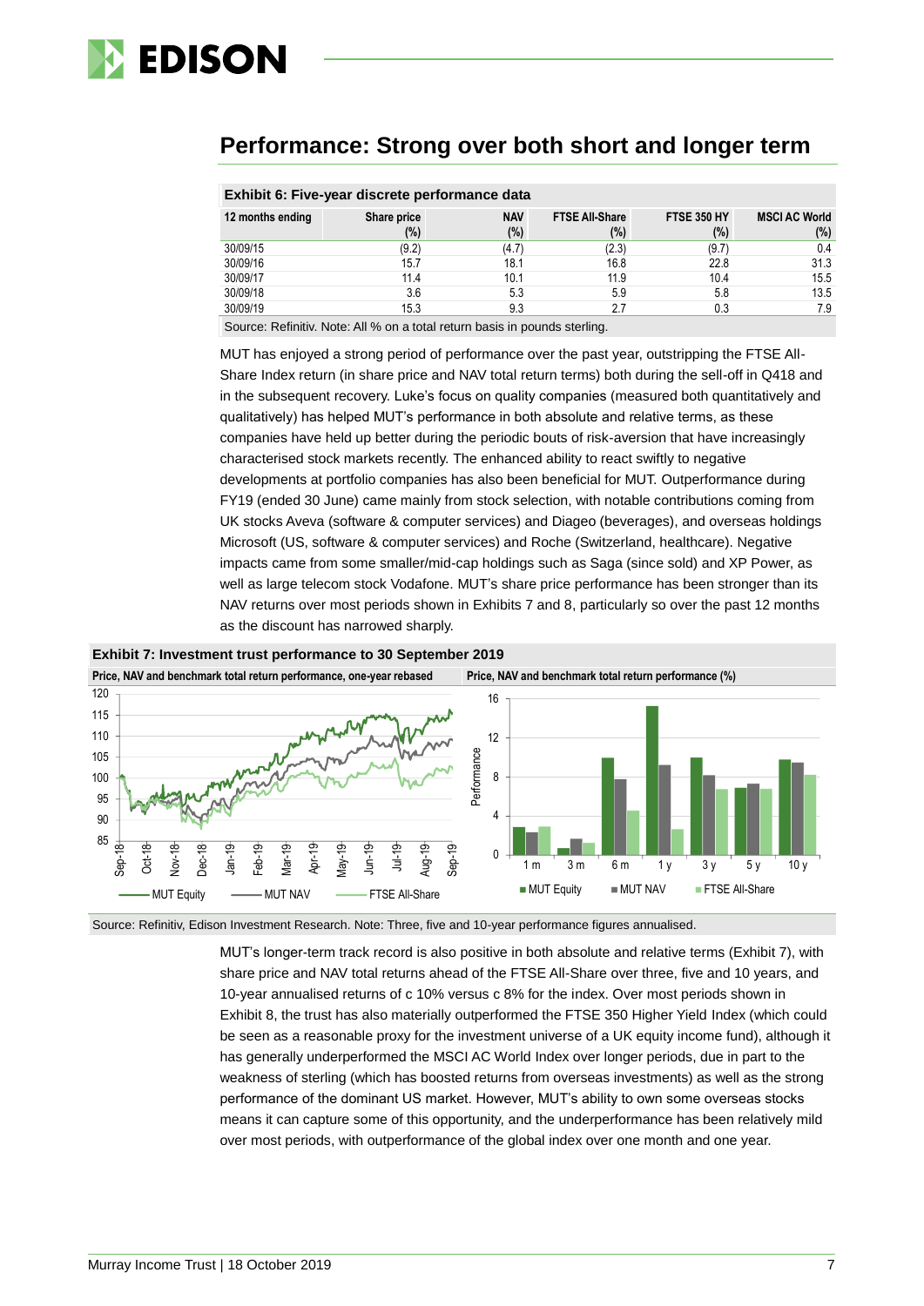## Performance: Strong over both short and longer term

**Exhibit 6: Five-year discrete performance data**

| 12 months ending | Share price (%) | NAV (%) | FTSE All-Share (%) | FTSE 350 HY (%) | MSCI AC World (%) |
|---|---|---|---|---|---|
| 30/09/15 | (9.2) | (4.7) | (2.3) | (9.7) | 0.4 |
| 30/09/16 | 15.7 | 18.1 | 16.8 | 22.8 | 31.3 |
| 30/09/17 | 11.4 | 10.1 | 11.9 | 10.4 | 15.5 |
| 30/09/18 | 3.6 | 5.3 | 5.9 | 5.8 | 13.5 |
| 30/09/19 | 15.3 | 9.3 | 2.7 | 0.3 | 7.9 |

Source: Refinitiv. Note: All % on a total return basis in pounds sterling.

MUT has enjoyed a strong period of performance over the past year, outstripping the FTSE All-Share Index return (in share price and NAV total return terms) both during the sell-off in Q418 and in the subsequent recovery. Luke's focus on quality companies (measured both quantitatively and qualitatively) has helped MUT's performance in both absolute and relative terms, as these companies have held up better during the periodic bouts of risk-aversion that have increasingly characterised stock markets recently. The enhanced ability to react swiftly to negative developments at portfolio companies has also been beneficial for MUT. Outperformance during FY19 (ended 30 June) came mainly from stock selection, with notable contributions coming from UK stocks Aveva (software & computer services) and Diageo (beverages), and overseas holdings Microsoft (US, software & computer services) and Roche (Switzerland, healthcare). Negative impacts came from some smaller/mid-cap holdings such as Saga (since sold) and XP Power, as well as large telecom stock Vodafone. MUT's share price performance has been stronger than its NAV returns over most periods shown in Exhibits 7 and 8, particularly so over the past 12 months as the discount has narrowed sharply.

**Exhibit 7: Investment trust performance to 30 September 2019**

Price, NAV and benchmark total return performance, one-year rebased | Price, NAV and benchmark total return performance (%)

Source: Refinitiv, Edison Investment Research. Note: Three, five and 10-year performance figures annualised.

MUT's longer-term track record is also positive in both absolute and relative terms (Exhibit 7), with share price and NAV total returns ahead of the FTSE All-Share over three, five and 10 years, and 10-year annualised returns of c 10% versus c 8% for the index. Over most periods shown in Exhibit 8, the trust has also materially outperformed the FTSE 350 Higher Yield Index (which could be seen as a reasonable proxy for the investment universe of a UK equity income fund), although it has generally underperformed the MSCI AC World Index over longer periods, due in part to the weakness of sterling (which has boosted returns from overseas investments) as well as the strong performance of the dominant US market. However, MUT's ability to own some overseas stocks means it can capture some of this opportunity, and the underperformance has been relatively mild over most periods, with outperformance of the global index over one month and one year.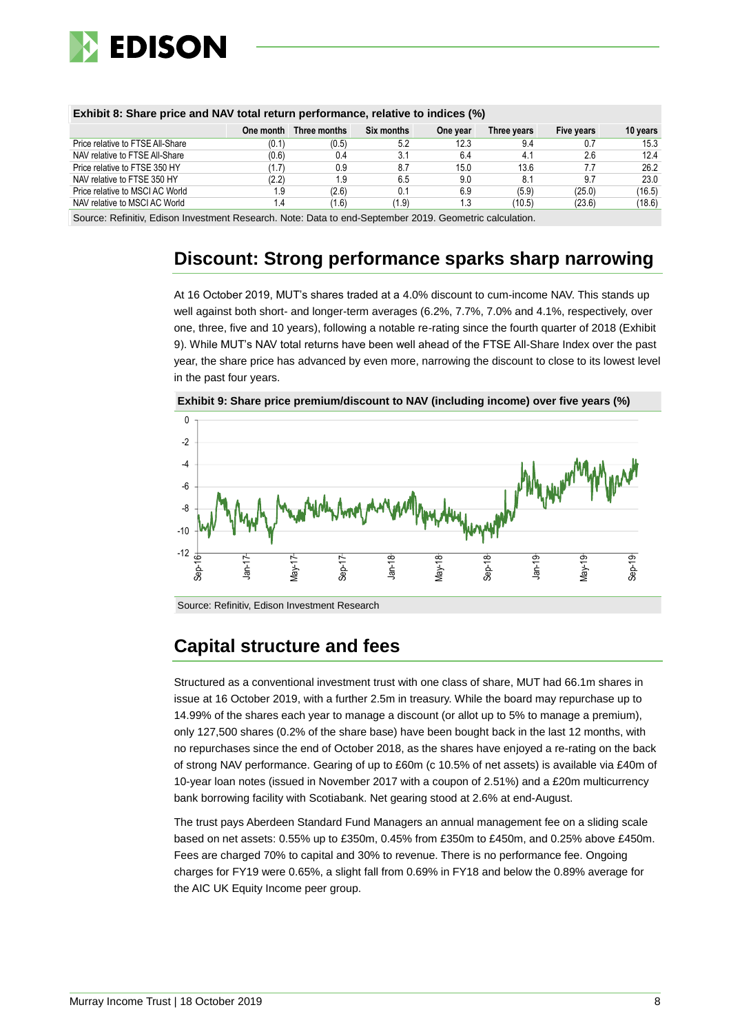**Exhibit 8: Share price and NAV total return performance, relative to indices (%)**

| | One month | Three months | Six months | One year | Three years | Five years | 10 years |
|---|---|---|---|---|---|---|---|
| Price relative to FTSE All-Share | (0.1) | (0.5) | 5.2 | 12.3 | 9.4 | 0.7 | 15.3 |
| NAV relative to FTSE All-Share | (0.6) | 0.4 | 3.1 | 6.4 | 4.1 | 2.6 | 12.4 |
| Price relative to FTSE 350 HY | (1.7) | 0.9 | 8.7 | 15.0 | 13.6 | 7.7 | 26.2 |
| NAV relative to FTSE 350 HY | (2.2) | 1.9 | 6.5 | 9.0 | 8.1 | 9.7 | 23.0 |
| Price relative to MSCI AC World | 1.9 | (2.6) | 0.1 | 6.9 | (5.9) | (25.0) | (16.5) |
| NAV relative to MSCI AC World | 1.4 | (1.6) | (1.9) | 1.3 | (10.5) | (23.6) | (18.6) |

Source: Refinitiv, Edison Investment Research. Note: Data to end-September 2019. Geometric calculation.

## Discount: Strong performance sparks sharp narrowing

At 16 October 2019, MUT's shares traded at a 4.0% discount to cum-income NAV. This stands up well against both short- and longer-term averages (6.2%, 7.7%, 7.0% and 4.1%, respectively, over one, three, five and 10 years), following a notable re-rating since the fourth quarter of 2018 (Exhibit 9). While MUT's NAV total returns have been well ahead of the FTSE All-Share Index over the past year, the share price has advanced by even more, narrowing the discount to close to its lowest level in the past four years.

**Exhibit 9: Share price premium/discount to NAV (including income) over five years (%)**

Source: Refinitiv, Edison Investment Research

## Capital structure and fees

Structured as a conventional investment trust with one class of share, MUT had 66.1m shares in issue at 16 October 2019, with a further 2.5m in treasury. While the board may repurchase up to 14.99% of the shares each year to manage a discount (or allot up to 5% to manage a premium), only 127,500 shares (0.2% of the share base) have been bought back in the last 12 months, with no repurchases since the end of October 2018, as the shares have enjoyed a re-rating on the back of strong NAV performance. Gearing of up to £60m (c 10.5% of net assets) is available via £40m of 10-year loan notes (issued in November 2017 with a coupon of 2.51%) and a £20m multicurrency bank borrowing facility with Scotiabank. Net gearing stood at 2.6% at end-August.

The trust pays Aberdeen Standard Fund Managers an annual management fee on a sliding scale based on net assets: 0.55% up to £350m, 0.45% from £350m to £450m, and 0.25% above £450m. Fees are charged 70% to capital and 30% to revenue. There is no performance fee. Ongoing charges for FY19 were 0.65%, a slight fall from 0.69% in FY18 and below the 0.89% average for the AIC UK Equity Income peer group.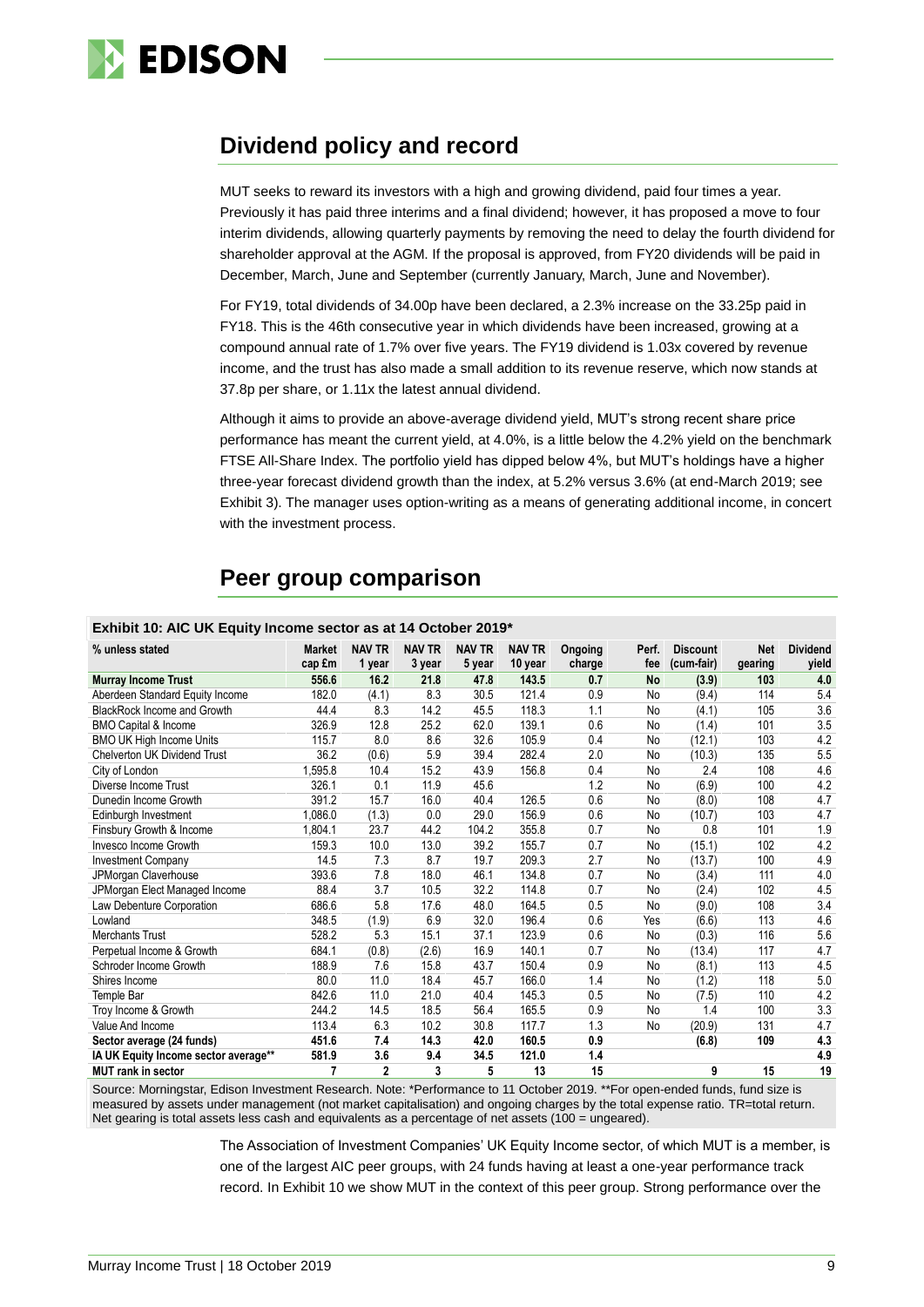## Dividend policy and record

MUT seeks to reward its investors with a high and growing dividend, paid four times a year. Previously it has paid three interims and a final dividend; however, it has proposed a move to four interim dividends, allowing quarterly payments by removing the need to delay the fourth dividend for shareholder approval at the AGM. If the proposal is approved, from FY20 dividends will be paid in December, March, June and September (currently January, March, June and November).

For FY19, total dividends of 34.00p have been declared, a 2.3% increase on the 33.25p paid in FY18. This is the 46th consecutive year in which dividends have been increased, growing at a compound annual rate of 1.7% over five years. The FY19 dividend is 1.03x covered by revenue income, and the trust has also made a small addition to its revenue reserve, which now stands at 37.8p per share, or 1.11x the latest annual dividend.

Although it aims to provide an above-average dividend yield, MUT's strong recent share price performance has meant the current yield, at 4.0%, is a little below the 4.2% yield on the benchmark FTSE All-Share Index. The portfolio yield has dipped below 4%, but MUT's holdings have a higher three-year forecast dividend growth than the index, at 5.2% versus 3.6% (at end-March 2019; see Exhibit 3). The manager uses option-writing as a means of generating additional income, in concert with the investment process.

## Peer group comparison

**Exhibit 10: AIC UK Equity Income sector as at 14 October 2019***

| % unless stated | Market cap £m | NAV TR 1 year | NAV TR 3 year | NAV TR 5 year | NAV TR 10 year | Ongoing charge | Perf. fee | Discount (cum-fair) | Net gearing | Dividend yield |
|---|---|---|---|---|---|---|---|---|---|---|
| **Murray Income Trust** | **556.6** | **16.2** | **21.8** | **47.8** | **143.5** | **0.7** | **No** | **(3.9)** | **103** | **4.0** |
| Aberdeen Standard Equity Income | 182.0 | (4.1) | 8.3 | 30.5 | 121.4 | 0.9 | No | (9.4) | 114 | 5.4 |
| BlackRock Income and Growth | 44.4 | 8.3 | 14.2 | 45.5 | 118.3 | 1.1 | No | (4.1) | 105 | 3.6 |
| BMO Capital & Income | 326.9 | 12.8 | 25.2 | 62.0 | 139.1 | 0.6 | No | (1.4) | 101 | 3.5 |
| BMO UK High Income Units | 115.7 | 8.0 | 8.6 | 32.6 | 105.9 | 0.4 | No | (12.1) | 103 | 4.2 |
| Chelverton UK Dividend Trust | 36.2 | (0.6) | 5.9 | 39.4 | 282.4 | 2.0 | No | (10.3) | 135 | 5.5 |
| City of London | 1,595.8 | 10.4 | 15.2 | 43.9 | 156.8 | 0.4 | No | 2.4 | 108 | 4.6 |
| Diverse Income Trust | 326.1 | 0.1 | 11.9 | 45.6 | | 1.2 | No | (6.9) | 100 | 4.2 |
| Dunedin Income Growth | 391.2 | 15.7 | 16.0 | 40.4 | 126.5 | 0.6 | No | (8.0) | 108 | 4.7 |
| Edinburgh Investment | 1,086.0 | (1.3) | 0.0 | 29.0 | 156.9 | 0.6 | No | (10.7) | 103 | 4.7 |
| Finsbury Growth & Income | 1,804.1 | 23.7 | 44.2 | 104.2 | 355.8 | 0.7 | No | 0.8 | 101 | 1.9 |
| Invesco Income Growth | 159.3 | 10.0 | 13.0 | 39.2 | 155.7 | 0.7 | No | (15.1) | 102 | 4.2 |
| Investment Company | 14.5 | 7.3 | 8.7 | 19.7 | 209.3 | 2.7 | No | (13.7) | 100 | 4.9 |
| JPMorgan Claverhouse | 393.6 | 7.8 | 18.0 | 46.1 | 134.8 | 0.7 | No | (3.4) | 111 | 4.0 |
| JPMorgan Elect Managed Income | 88.4 | 3.7 | 10.5 | 32.2 | 114.8 | 0.7 | No | (2.4) | 102 | 4.5 |
| Law Debenture Corporation | 686.6 | 5.8 | 17.6 | 48.0 | 164.5 | 0.5 | No | (9.0) | 108 | 3.4 |
| Lowland | 348.5 | (1.9) | 6.9 | 32.0 | 196.4 | 0.6 | Yes | (6.6) | 113 | 4.6 |
| Merchants Trust | 528.2 | 5.3 | 15.1 | 37.1 | 123.9 | 0.6 | No | (0.3) | 116 | 5.6 |
| Perpetual Income & Growth | 684.1 | (0.8) | (2.6) | 16.9 | 140.1 | 0.7 | No | (13.4) | 117 | 4.7 |
| Schroder Income Growth | 188.9 | 7.6 | 15.8 | 43.7 | 150.4 | 0.9 | No | (8.1) | 113 | 4.5 |
| Shires Income | 80.0 | 11.0 | 18.4 | 45.7 | 166.0 | 1.4 | No | (1.2) | 118 | 5.0 |
| Temple Bar | 842.6 | 11.0 | 21.0 | 40.4 | 145.3 | 0.5 | No | (7.5) | 110 | 4.2 |
| Troy Income & Growth | 244.2 | 14.5 | 18.5 | 56.4 | 165.5 | 0.9 | No | 1.4 | 100 | 3.3 |
| Value And Income | 113.4 | 6.3 | 10.2 | 30.8 | 117.7 | 1.3 | No | (20.9) | 131 | 4.7 |
| **Sector average (24 funds)** | **451.6** | **7.4** | **14.3** | **42.0** | **160.5** | **0.9** | | **(6.8)** | **109** | **4.3** |
| **IA UK Equity Income sector average**** | **581.9** | **3.6** | **9.4** | **34.5** | **121.0** | **1.4** | | | | **4.9** |
| **MUT rank in sector** | **7** | **2** | **3** | **5** | **13** | **15** | | **9** | **15** | **19** |

Source: Morningstar, Edison Investment Research. Note: *Performance to 11 October 2019. **For open-ended funds, fund size is measured by assets under management (not market capitalisation) and ongoing charges by the total expense ratio. TR=total return. Net gearing is total assets less cash and equivalents as a percentage of net assets (100 = ungeared).

The Association of Investment Companies' UK Equity Income sector, of which MUT is a member, is one of the largest AIC peer groups, with 24 funds having at least a one-year performance track record. In Exhibit 10 we show MUT in the context of this peer group. Strong performance over the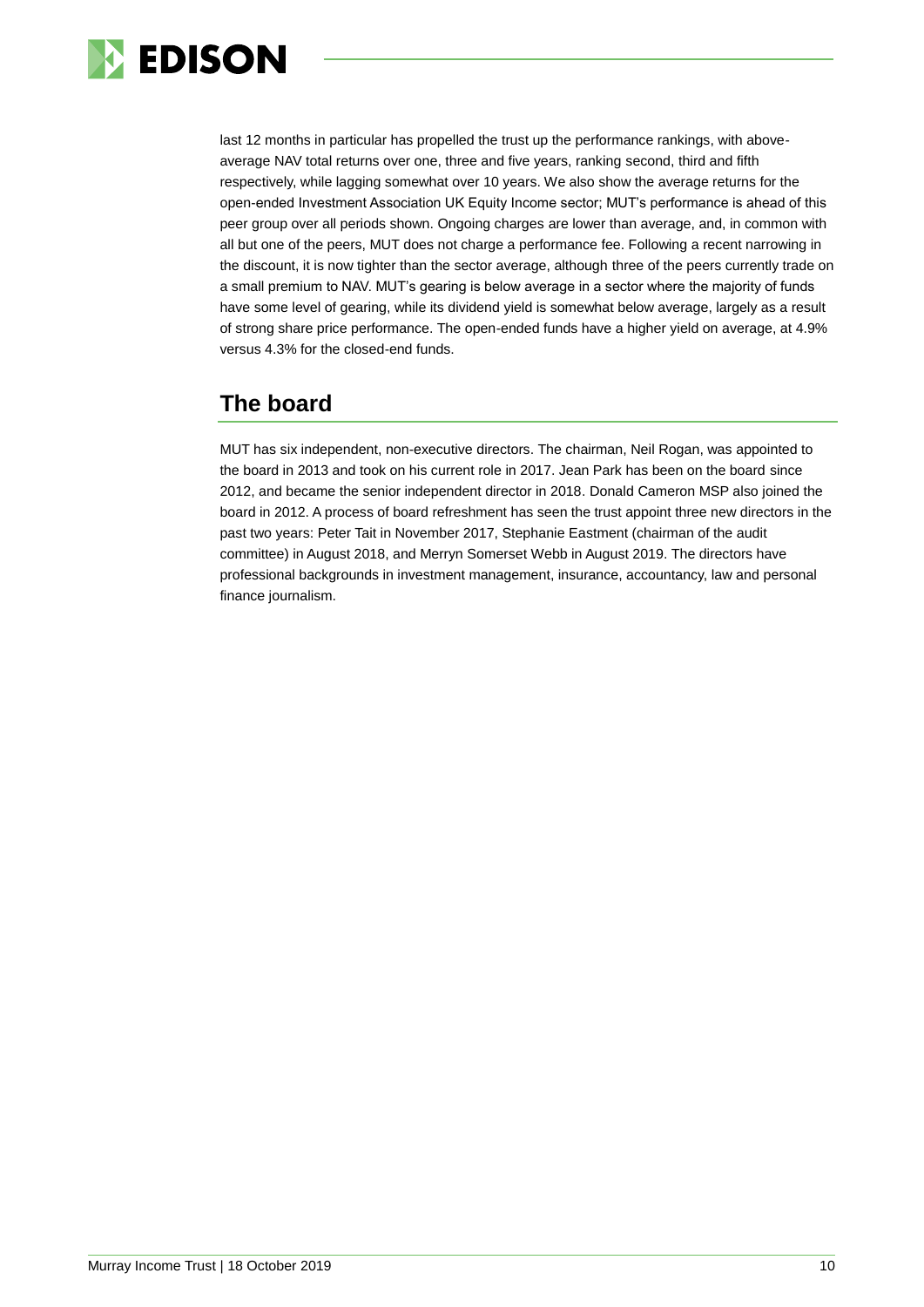last 12 months in particular has propelled the trust up the performance rankings, with above-average NAV total returns over one, three and five years, ranking second, third and fifth respectively, while lagging somewhat over 10 years. We also show the average returns for the open-ended Investment Association UK Equity Income sector; MUT's performance is ahead of this peer group over all periods shown. Ongoing charges are lower than average, and, in common with all but one of the peers, MUT does not charge a performance fee. Following a recent narrowing in the discount, it is now tighter than the sector average, although three of the peers currently trade on a small premium to NAV. MUT's gearing is below average in a sector where the majority of funds have some level of gearing, while its dividend yield is somewhat below average, largely as a result of strong share price performance. The open-ended funds have a higher yield on average, at 4.9% versus 4.3% for the closed-end funds.

## The board

MUT has six independent, non-executive directors. The chairman, Neil Rogan, was appointed to the board in 2013 and took on his current role in 2017. Jean Park has been on the board since 2012, and became the senior independent director in 2018. Donald Cameron MSP also joined the board in 2012. A process of board refreshment has seen the trust appoint three new directors in the past two years: Peter Tait in November 2017, Stephanie Eastment (chairman of the audit committee) in August 2018, and Merryn Somerset Webb in August 2019. The directors have professional backgrounds in investment management, insurance, accountancy, law and personal finance journalism.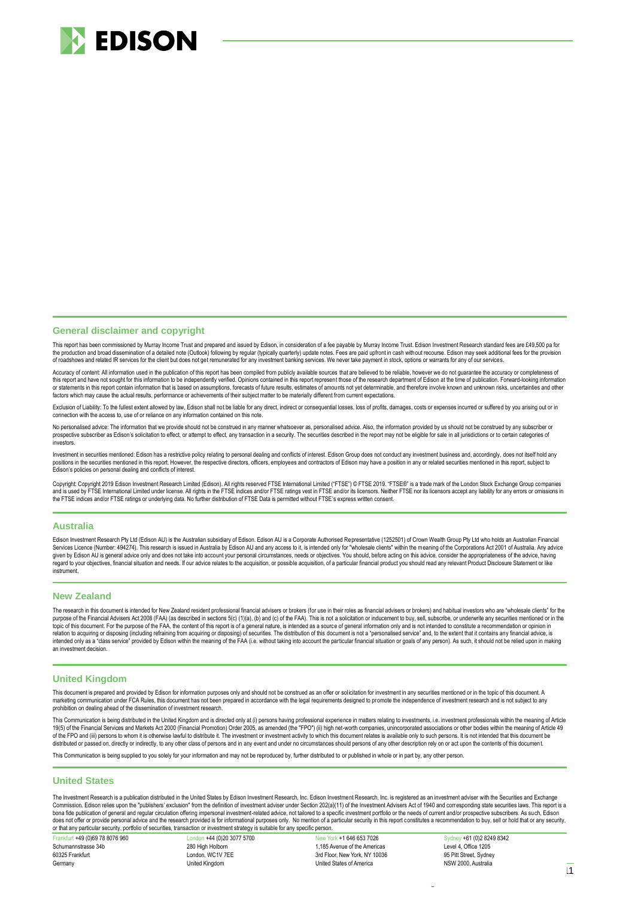## General disclaimer and copyright

This report has been commissioned by Murray Income Trust and prepared and issued by Edison, in consideration of a fee payable by Murray Income Trust. Edison Investment Research standard fees are £49,500 pa for the production and broad dissemination of a detailed note (Outlook) following by regular (typically quarterly) update notes. Fees are paid upfront in cash without recourse. Edison may seek additional fees for the provision of roadshows and related IR services for the client but does not get remunerated for any investment banking services. We never take payment in stock, options or warrants for any of our services.

Accuracy of content: All information used in the publication of this report has been compiled from publicly available sources that are believed to be reliable, however we do not guarantee the accuracy or completeness of this report and have not sought for this information to be independently verified. Opinions contained in this report represent those of the research department of Edison at the time of publication. Forward-looking information or statements in this report contain information that is based on assumptions, forecasts of future results, estimates of amounts not yet determinable, and therefore involve known and unknown risks, uncertainties and other factors which may cause the actual results, performance or achievements of their subject matter to be materially different from current expectations.

Exclusion of Liability: To the fullest extent allowed by law, Edison shall not be liable for any direct, indirect or consequential losses, loss of profits, damages, costs or expenses incurred or suffered by you arising out or in connection with the access to, use of or reliance on any information contained on this note.

No personalised advice: The information that we provide should not be construed in any manner whatsoever as, personalised advice. Also, the information provided by us should not be construed by any subscriber or prospective subscriber as Edison's solicitation to effect, or attempt to effect, any transaction in a security. The securities described in the report may not be eligible for sale in all jurisdictions or to certain categories of investors.

Investment in securities mentioned: Edison has a restrictive policy relating to personal dealing and conflicts of interest. Edison Group does not conduct any investment business and, accordingly, does not itself hold any positions in the securities mentioned in this report. However, the respective directors, officers, employees and contractors of Edison may have a position in any or related securities mentioned in this report, subject to Edison's policies on personal dealing and conflicts of interest.

Copyright: Copyright 2019 Edison Investment Research Limited (Edison). All rights reserved FTSE International Limited ("FTSE") © FTSE 2019. "FTSE®" is a trade mark of the London Stock Exchange Group companies and is used by FTSE International Limited under license. All rights in the FTSE indices and/or FTSE ratings vest in FTSE and/or its licensors. Neither FTSE nor its licensors accept any liability for any errors or omissions in the FTSE indices and/or FTSE ratings or underlying data. No further distribution of FTSE Data is permitted without FTSE's express written consent.

## Australia

Edison Investment Research Pty Ltd (Edison AU) is the Australian subsidiary of Edison. Edison AU is a Corporate Authorised Representative (1252501) of Crown Wealth Group Pty Ltd who holds an Australian Financial Services Licence (Number: 494274). This research is issued in Australia by Edison AU and any access to it, is intended only for "wholesale clients" within the meaning of the Corporations Act 2001 of Australia. Any advice given by Edison AU is general advice only and does not take into account your personal circumstances, needs or objectives. You should, before acting on this advice, consider the appropriateness of the advice, having regard to your objectives, financial situation and needs. If our advice relates to the acquisition, or possible acquisition, of a particular financial product you should read any relevant Product Disclosure Statement or like instrument.

## New Zealand

The research in this document is intended for New Zealand resident professional financial advisers or brokers (for use in their roles as financial advisers or brokers) and habitual investors who are "wholesale clients" for the purpose of the Financial Advisers Act 2008 (FAA) (as described in sections 5(c) (1)(a), (b) and (c) of the FAA). This is not a solicitation or inducement to buy, sell, subscribe, or underwrite any securities mentioned or in the topic of this document. For the purpose of the FAA, the content of this report is of a general nature, is intended as a source of general information only and is not intended to constitute a recommendation or opinion in relation to acquiring or disposing (including refraining from acquiring or disposing) of securities. The distribution of this document is not a "personalised service" and, to the extent that it contains any financial advice, is intended only as a "class service" provided by Edison within the meaning of the FAA (i.e. without taking into account the particular financial situation or goals of any person). As such, it should not be relied upon in making an investment decision.

## United Kingdom

This document is prepared and provided by Edison for information purposes only and should not be construed as an offer or solicitation for investment in any securities mentioned or in the topic of this document. A marketing communication under FCA Rules, this document has not been prepared in accordance with the legal requirements designed to promote the independence of investment research and is not subject to any prohibition on dealing ahead of the dissemination of investment research.

This Communication is being distributed in the United Kingdom and is directed only at (i) persons having professional experience in matters relating to investments, i.e. investment professionals within the meaning of Article 19(5) of the Financial Services and Markets Act 2000 (Financial Promotion) Order 2005, as amended (the "FPO") (ii) high net-worth companies, unincorporated associations or other bodies within the meaning of Article 49 of the FPO and (iii) persons to whom it is otherwise lawful to distribute it. The investment or investment activity to which this document relates is available only to such persons. It is not intended that this document be distributed or passed on, directly or indirectly, to any other class of persons and in any event and under no circumstances should persons of any other description rely on or act upon the contents of this document.

This Communication is being supplied to you solely for your information and may not be reproduced by, further distributed to or published in whole or in part by, any other person.

## United States

The Investment Research is a publication distributed in the United States by Edison Investment Research, Inc. Edison Investment Research, Inc. is registered as an investment adviser with the Securities and Exchange Commission. Edison relies upon the "publishers' exclusion" from the definition of investment adviser under Section 202(a)(11) of the Investment Advisers Act of 1940 and corresponding state securities laws. This report is a bona fide publication of general and regular circulation offering impersonal investment-related advice, not tailored to a specific investment portfolio or the needs of current and/or prospective subscribers. As such, Edison does not offer or provide personal advice and the research provided is for informational purposes only. No mention of a particular security in this report constitutes a recommendation to buy, sell or hold that or any security, or that any particular security, portfolio of securities, transaction or investment strategy is suitable for any specific person.

Frankfurt +49 (0)69 78 8076 960
Schumannstrasse 34b
60325 Frankfurt
Germany

London +44 (0)20 3077 5700
280 High Holborn
London, WC1V 7EE
United Kingdom

New York +1 646 653 7026
1,185 Avenue of the Americas
3rd Floor, New York, NY 10036
United States of America

Sydney +61 (0)2 8249 8342
Level 4, Office 1205
95 Pitt Street, Sydney
NSW 2000, Australia